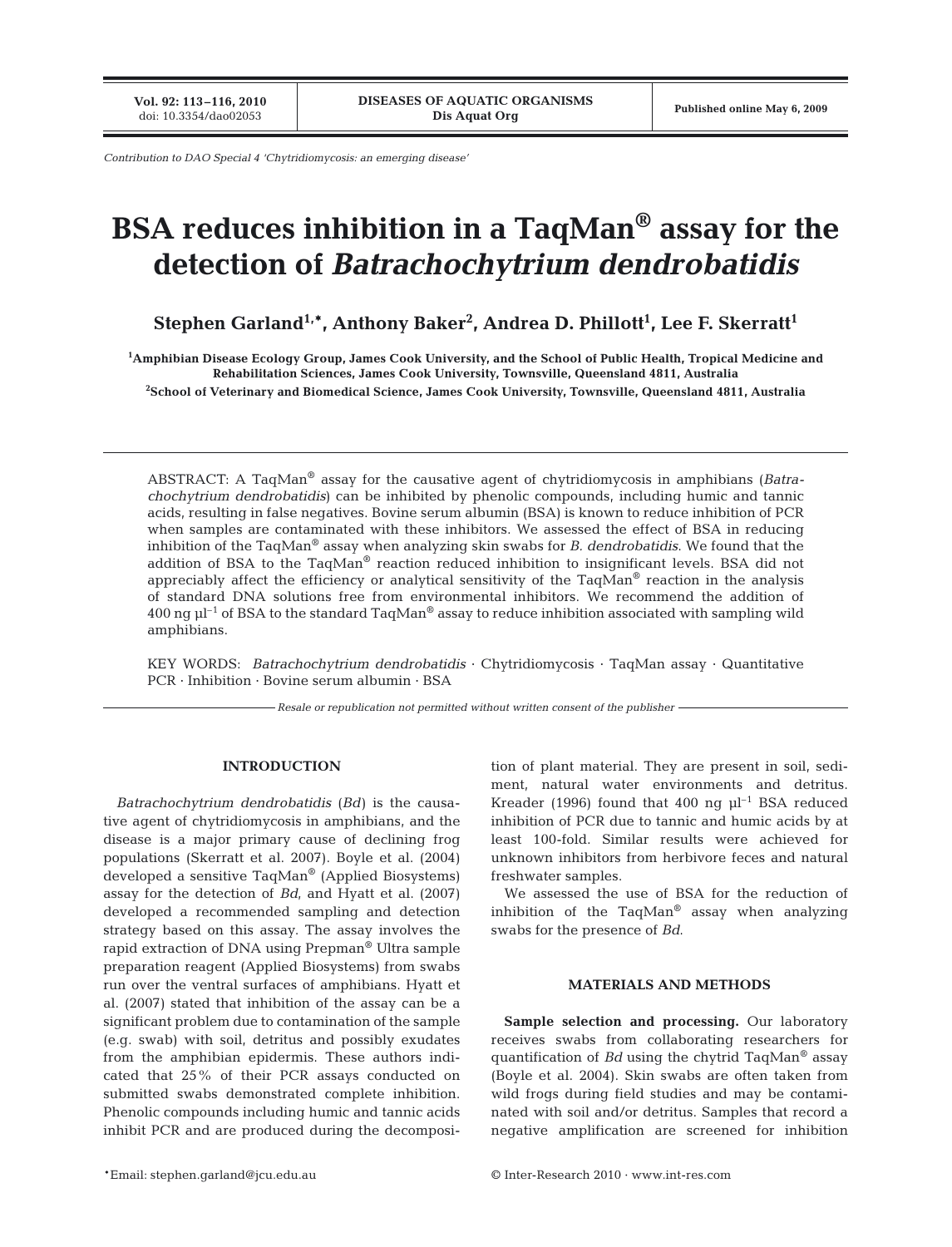Contribution to DAO Special 4 'Chytridiomycosis: an emerging disease'

# BSA reduces inhibition in a TaqMan® assay for the detection of *Batrachochytrium dendrobatidis*

**Stephen Garland[1,*], Anthony Baker[2], Andrea D. Phillott[1], Lee F. Skerratt[1]**

[1]Amphibian Disease Ecology Group, James Cook University, and the School of Public Health, Tropical Medicine and Rehabilitation Sciences, James Cook University, Townsville, Queensland 4811, Australia

[2]School of Veterinary and Biomedical Science, James Cook University, Townsville, Queensland 4811, Australia

ABSTRACT: A TaqMan® assay for the causative agent of chytridiomycosis in amphibians (*Batrachochytrium dendrobatidis*) can be inhibited by phenolic compounds, including humic and tannic acids, resulting in false negatives. Bovine serum albumin (BSA) is known to reduce inhibition of PCR when samples are contaminated with these inhibitors. We assessed the effect of BSA in reducing inhibition of the TaqMan® assay when analyzing skin swabs for *B. dendrobatidis*. We found that the addition of BSA to the TaqMan® reaction reduced inhibition to insignificant levels. BSA did not appreciably affect the efficiency or analytical sensitivity of the TaqMan® reaction in the analysis of standard DNA solutions free from environmental inhibitors. We recommend the addition of 400 ng $\mu l^{-1}$ of BSA to the standard TaqMan® assay to reduce inhibition associated with sampling wild amphibians.

KEY WORDS: *Batrachochytrium dendrobatidis* · Chytridiomycosis · TaqMan assay · Quantitative PCR · Inhibition · Bovine serum albumin · BSA

*Resale or republication not permitted without written consent of the publisher*

## INTRODUCTION

*Batrachochytrium dendrobatidis* (*Bd*) is the causative agent of chytridiomycosis in amphibians, and the disease is a major primary cause of declining frog populations (Skerratt et al. 2007). Boyle et al. (2004) developed a sensitive TaqMan® (Applied Biosystems) assay for the detection of *Bd*, and Hyatt et al. (2007) developed a recommended sampling and detection strategy based on this assay. The assay involves the rapid extraction of DNA using Prepman® Ultra sample preparation reagent (Applied Biosystems) from swabs run over the ventral surfaces of amphibians. Hyatt et al. (2007) stated that inhibition of the assay can be a significant problem due to contamination of the sample (e.g. swab) with soil, detritus and possibly exudates from the amphibian epidermis. These authors indicated that 25% of their PCR assays conducted on submitted swabs demonstrated complete inhibition. Phenolic compounds including humic and tannic acids inhibit PCR and are produced during the decomposition of plant material. They are present in soil, sediment, natural water environments and detritus. Kreader (1996) found that 400 ng $\mu l^{-1}$ BSA reduced inhibition of PCR due to tannic and humic acids by at least 100-fold. Similar results were achieved for unknown inhibitors from herbivore feces and natural freshwater samples.

We assessed the use of BSA for the reduction of inhibition of the TaqMan® assay when analyzing swabs for the presence of *Bd*.

## MATERIALS AND METHODS

**Sample selection and processing.** Our laboratory receives swabs from collaborating researchers for quantification of *Bd* using the chytrid TaqMan® assay (Boyle et al. 2004). Skin swabs are often taken from wild frogs during field studies and may be contaminated with soil and/or detritus. Samples that record a negative amplification are screened for inhibition

*Email: stephen.garland@jcu.edu.au

© Inter-Research 2010 · www.int-res.com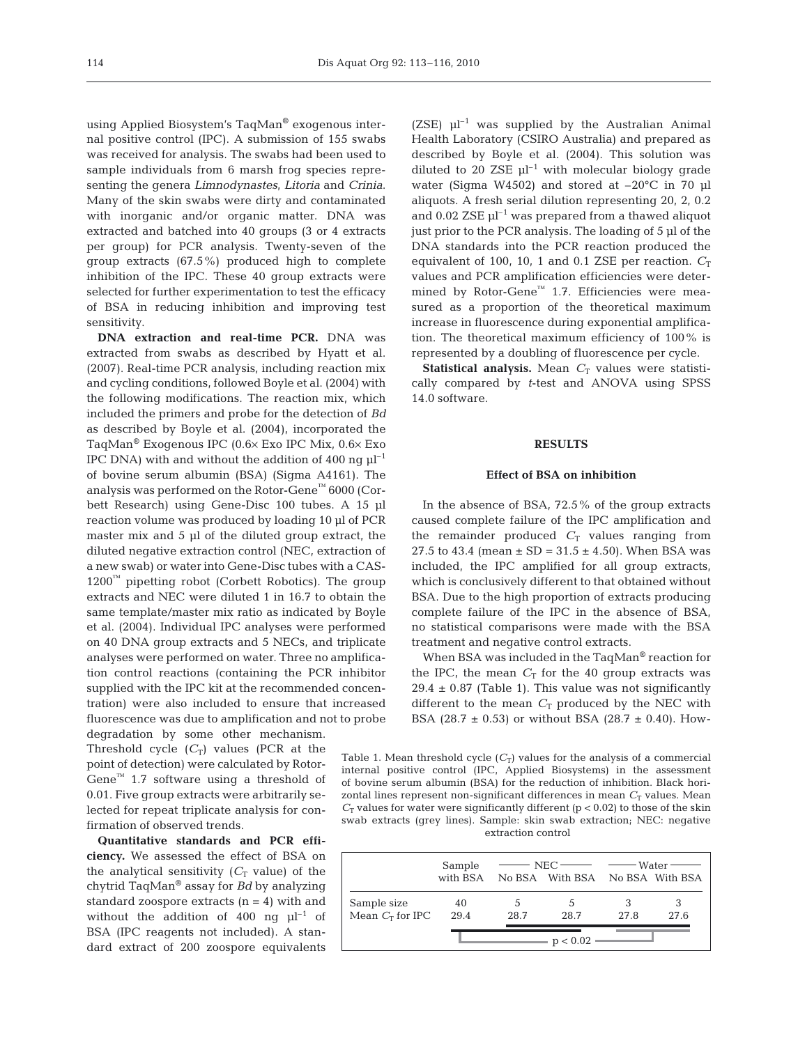using Applied Biosystem's TaqMan® exogenous internal positive control (IPC). A submission of 155 swabs was received for analysis. The swabs had been used to sample individuals from 6 marsh frog species representing the genera *Limnodynastes*, *Litoria* and *Crinia*. Many of the skin swabs were dirty and contaminated with inorganic and/or organic matter. DNA was extracted and batched into 40 groups (3 or 4 extracts per group) for PCR analysis. Twenty-seven of the group extracts (67.5%) produced high to complete inhibition of the IPC. These 40 group extracts were selected for further experimentation to test the efficacy of BSA in reducing inhibition and improving test sensitivity.

**DNA extraction and real-time PCR.** DNA was extracted from swabs as described by Hyatt et al. (2007). Real-time PCR analysis, including reaction mix and cycling conditions, followed Boyle et al. (2004) with the following modifications. The reaction mix, which included the primers and probe for the detection of *Bd* as described by Boyle et al. (2004), incorporated the TaqMan® Exogenous IPC (0.6× Exo IPC Mix, 0.6× Exo IPC DNA) with and without the addition of 400 ng $\mu l^{-1}$ of bovine serum albumin (BSA) (Sigma A4161). The analysis was performed on the Rotor-Gene™ 6000 (Corbett Research) using Gene-Disc 100 tubes. A 15 µl reaction volume was produced by loading 10 µl of PCR master mix and 5 µl of the diluted group extract, the diluted negative extraction control (NEC, extraction of a new swab) or water into Gene-Disc tubes with a CAS-1200™ pipetting robot (Corbett Robotics). The group extracts and NEC were diluted 1 in 16.7 to obtain the same template/master mix ratio as indicated by Boyle et al. (2004). Individual IPC analyses were performed on 40 DNA group extracts and 5 NECs, and triplicate analyses were performed on water. Three no amplification control reactions (containing the PCR inhibitor supplied with the IPC kit at the recommended concentration) were also included to ensure that increased fluorescence was due to amplification and not to probe degradation by some other mechanism. Threshold cycle ($C_T$) values (PCR at the point of detection) were calculated by Rotor-Gene™ 1.7 software using a threshold of 0.01. Five group extracts were arbitrarily selected for repeat triplicate analysis for confirmation of observed trends.

**Quantitative standards and PCR efficiency.** We assessed the effect of BSA on the analytical sensitivity ($C_T$ value) of the chytrid TaqMan® assay for *Bd* by analyzing standard zoospore extracts (n = 4) with and without the addition of 400 ng $\mu l^{-1}$ of BSA (IPC reagents not included). A standard extract of 200 zoospore equivalents (ZSE) $\mu l^{-1}$ was supplied by the Australian Animal Health Laboratory (CSIRO Australia) and prepared as described by Boyle et al. (2004). This solution was diluted to 20 ZSE $\mu l^{-1}$ with molecular biology grade water (Sigma W4502) and stored at –20°C in 70 µl aliquots. A fresh serial dilution representing 20, 2, 0.2 and 0.02 ZSE $\mu l^{-1}$ was prepared from a thawed aliquot just prior to the PCR analysis. The loading of 5 µl of the DNA standards into the PCR reaction produced the equivalent of 100, 10, 1 and 0.1 ZSE per reaction. $C_T$ values and PCR amplification efficiencies were determined by Rotor-Gene™ 1.7. Efficiencies were measured as a proportion of the theoretical maximum increase in fluorescence during exponential amplification. The theoretical maximum efficiency of 100% is represented by a doubling of fluorescence per cycle.

**Statistical analysis.** Mean $C_T$ values were statistically compared by *t*-test and ANOVA using SPSS 14.0 software.

## RESULTS

### Effect of BSA on inhibition

In the absence of BSA, 72.5% of the group extracts caused complete failure of the IPC amplification and the remainder produced $C_T$ values ranging from 27.5 to 43.4 (mean ± SD = 31.5 ± 4.50). When BSA was included, the IPC amplified for all group extracts, which is conclusively different to that obtained without BSA. Due to the high proportion of extracts producing complete failure of the IPC in the absence of BSA, no statistical comparisons were made with the BSA treatment and negative control extracts.

When BSA was included in the TaqMan® reaction for the IPC, the mean $C_T$ for the 40 group extracts was 29.4 ± 0.87 (Table 1). This value was not significantly different to the mean $C_T$ produced by the NEC with BSA (28.7 ± 0.53) or without BSA (28.7 ± 0.40). How-

Table 1. Mean threshold cycle ($C_T$) values for the analysis of a commercial internal positive control (IPC, Applied Biosystems) in the assessment of bovine serum albumin (BSA) for the reduction of inhibition. Black horizontal lines represent non-significant differences in mean $C_T$ values. Mean $C_T$ values for water were significantly different ($p < 0.02$) to those of the skin swab extracts (grey lines). Sample: skin swab extraction; NEC: negative extraction control

| | Sample with BSA | NEC | | Water | |
|---|---|---|---|---|---|
| | | No BSA | With BSA | No BSA | With BSA |
| Sample size | 40 | 5 | 5 | 3 | 3 |
| Mean $C_T$ for IPC | 29.4 | 28.7 | 28.7 | 27.8 | 27.6 |

$p < 0.02$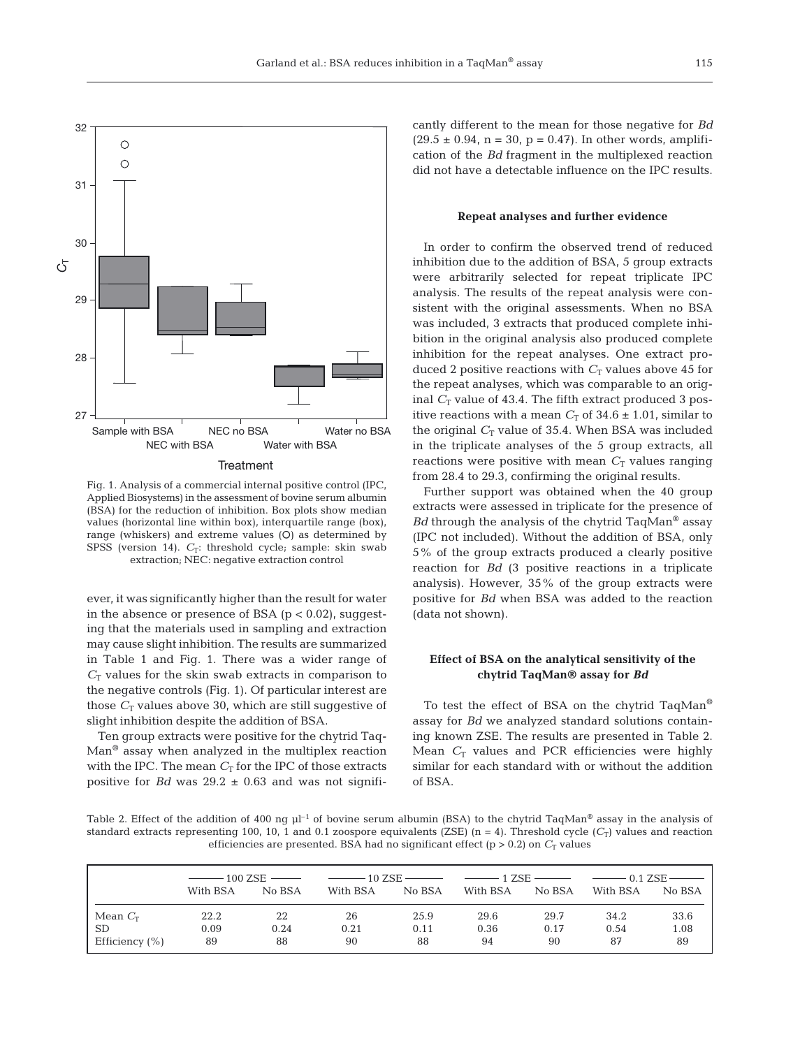Fig. 1. Analysis of a commercial internal positive control (IPC, Applied Biosystems) in the assessment of bovine serum albumin (BSA) for the reduction of inhibition. Box plots show median values (horizontal line within box), interquartile range (box), range (whiskers) and extreme values (O) as determined by SPSS (version 14). $C_T$: threshold cycle; sample: skin swab extraction; NEC: negative extraction control

ever, it was significantly higher than the result for water in the absence or presence of BSA ($p < 0.02$), suggesting that the materials used in sampling and extraction may cause slight inhibition. The results are summarized in Table 1 and Fig. 1. There was a wider range of $C_T$ values for the skin swab extracts in comparison to the negative controls (Fig. 1). Of particular interest are those $C_T$ values above 30, which are still suggestive of slight inhibition despite the addition of BSA.

Ten group extracts were positive for the chytrid TaqMan® assay when analyzed in the multiplex reaction with the IPC. The mean $C_T$ for the IPC of those extracts positive for *Bd* was 29.2 ± 0.63 and was not significantly different to the mean for those negative for *Bd* (29.5 ± 0.94, n = 30, p = 0.47). In other words, amplification of the *Bd* fragment in the multiplexed reaction did not have a detectable influence on the IPC results.

**Repeat analyses and further evidence**

In order to confirm the observed trend of reduced inhibition due to the addition of BSA, 5 group extracts were arbitrarily selected for repeat triplicate IPC analysis. The results of the repeat analysis were consistent with the original assessments. When no BSA was included, 3 extracts that produced complete inhibition in the original analysis also produced complete inhibition for the repeat analyses. One extract produced 2 positive reactions with $C_T$ values above 45 for the repeat analyses, which was comparable to an original $C_T$ value of 43.4. The fifth extract produced 3 positive reactions with a mean $C_T$ of 34.6 ± 1.01, similar to the original $C_T$ value of 35.4. When BSA was included in the triplicate analyses of the 5 group extracts, all reactions were positive with mean $C_T$ values ranging from 28.4 to 29.3, confirming the original results.

Further support was obtained when the 40 group extracts were assessed in triplicate for the presence of *Bd* through the analysis of the chytrid TaqMan® assay (IPC not included). Without the addition of BSA, only 5% of the group extracts produced a clearly positive reaction for *Bd* (3 positive reactions in a triplicate analysis). However, 35% of the group extracts were positive for *Bd* when BSA was added to the reaction (data not shown).

**Effect of BSA on the analytical sensitivity of the chytrid TaqMan® assay for *Bd***

To test the effect of BSA on the chytrid TaqMan® assay for *Bd* we analyzed standard solutions containing known ZSE. The results are presented in Table 2. Mean $C_T$ values and PCR efficiencies were highly similar for each standard with or without the addition of BSA.

Table 2. Effect of the addition of 400 ng µl$^{-1}$ of bovine serum albumin (BSA) to the chytrid TaqMan® assay in the analysis of standard extracts representing 100, 10, 1 and 0.1 zoospore equivalents (ZSE) (n = 4). Threshold cycle ($C_T$) values and reaction efficiencies are presented. BSA had no significant effect ($p > 0.2$) on $C_T$ values

| | 100 ZSE | | 10 ZSE | | 1 ZSE | | 0.1 ZSE | |
|---|---|---|---|---|---|---|---|---|
| | With BSA | No BSA | With BSA | No BSA | With BSA | No BSA | With BSA | No BSA |
| Mean $C_T$ | 22.2 | 22 | 26 | 25.9 | 29.6 | 29.7 | 34.2 | 33.6 |
| SD | 0.09 | 0.24 | 0.21 | 0.11 | 0.36 | 0.17 | 0.54 | 1.08 |
| Efficiency (%) | 89 | 88 | 90 | 88 | 94 | 90 | 87 | 89 |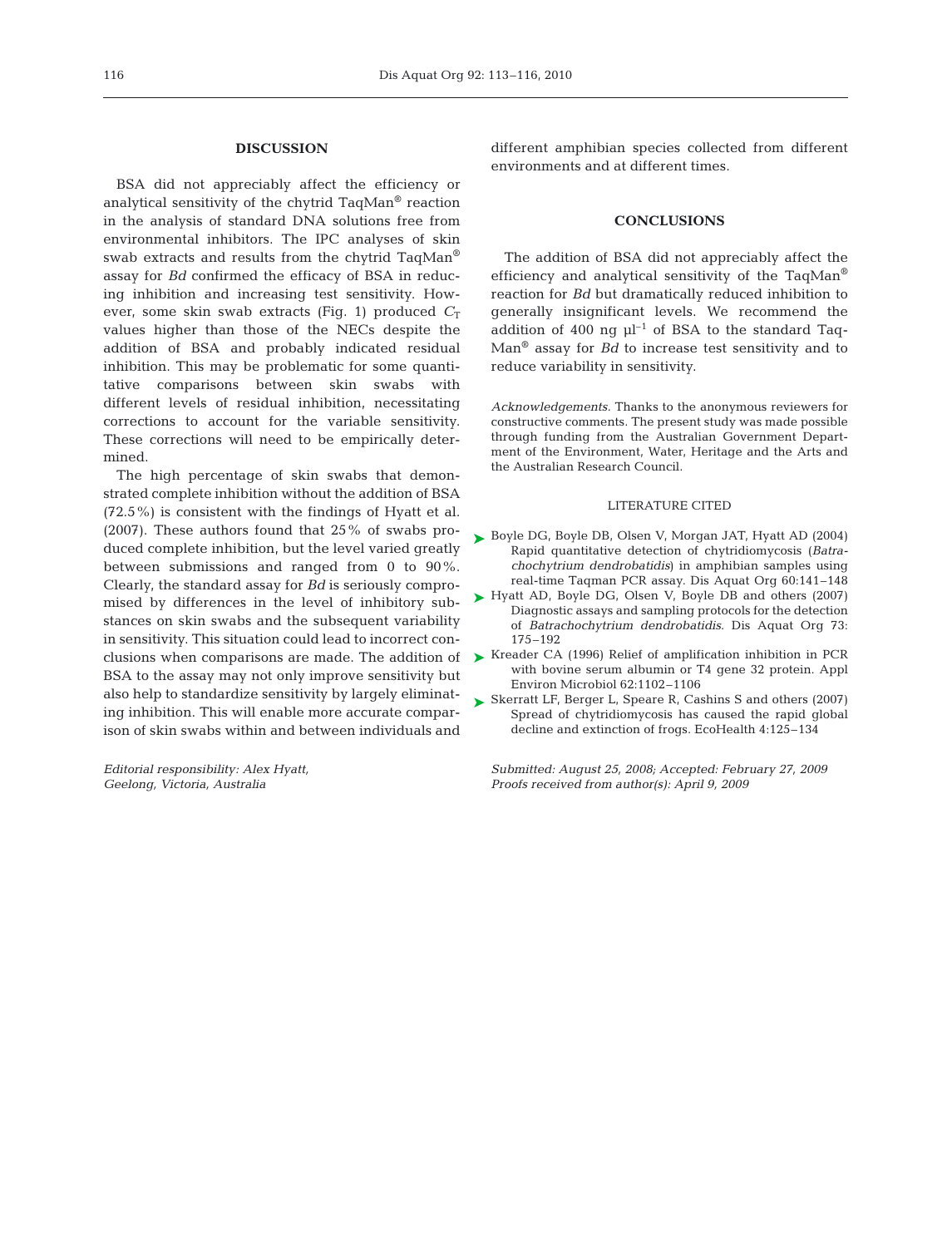## DISCUSSION

BSA did not appreciably affect the efficiency or analytical sensitivity of the chytrid TaqMan® reaction in the analysis of standard DNA solutions free from environmental inhibitors. The IPC analyses of skin swab extracts and results from the chytrid TaqMan® assay for *Bd* confirmed the efficacy of BSA in reducing inhibition and increasing test sensitivity. However, some skin swab extracts (Fig. 1) produced $C_T$ values higher than those of the NECs despite the addition of BSA and probably indicated residual inhibition. This may be problematic for some quantitative comparisons between skin swabs with different levels of residual inhibition, necessitating corrections to account for the variable sensitivity. These corrections will need to be empirically determined.

The high percentage of skin swabs that demonstrated complete inhibition without the addition of BSA (72.5%) is consistent with the findings of Hyatt et al. (2007). These authors found that 25% of swabs produced complete inhibition, but the level varied greatly between submissions and ranged from 0 to 90%. Clearly, the standard assay for *Bd* is seriously compromised by differences in the level of inhibitory substances on skin swabs and the subsequent variability in sensitivity. This situation could lead to incorrect conclusions when comparisons are made. The addition of BSA to the assay may not only improve sensitivity but also help to standardize sensitivity by largely eliminating inhibition. This will enable more accurate comparison of skin swabs within and between individuals and different amphibian species collected from different environments and at different times.

## CONCLUSIONS

The addition of BSA did not appreciably affect the efficiency and analytical sensitivity of the TaqMan® reaction for *Bd* but dramatically reduced inhibition to generally insignificant levels. We recommend the addition of 400 ng $\mu l^{-1}$ of BSA to the standard TaqMan® assay for *Bd* to increase test sensitivity and to reduce variability in sensitivity.

*Acknowledgements.* Thanks to the anonymous reviewers for constructive comments. The present study was made possible through funding from the Australian Government Department of the Environment, Water, Heritage and the Arts and the Australian Research Council.

## LITERATURE CITED

- Boyle DG, Boyle DB, Olsen V, Morgan JAT, Hyatt AD (2004) Rapid quantitative detection of chytridiomycosis (*Batrachochytrium dendrobatidis*) in amphibian samples using real-time Taqman PCR assay. Dis Aquat Org 60:141–148
- Hyatt AD, Boyle DG, Olsen V, Boyle DB and others (2007) Diagnostic assays and sampling protocols for the detection of *Batrachochytrium dendrobatidis*. Dis Aquat Org 73: 175–192
- Kreader CA (1996) Relief of amplification inhibition in PCR with bovine serum albumin or T4 gene 32 protein. Appl Environ Microbiol 62:1102–1106
- Skerratt LF, Berger L, Speare R, Cashins S and others (2007) Spread of chytridiomycosis has caused the rapid global decline and extinction of frogs. EcoHealth 4:125–134

*Editorial responsibility: Alex Hyatt, Geelong, Victoria, Australia*

*Submitted: August 25, 2008; Accepted: February 27, 2009*
*Proofs received from author(s): April 9, 2009*